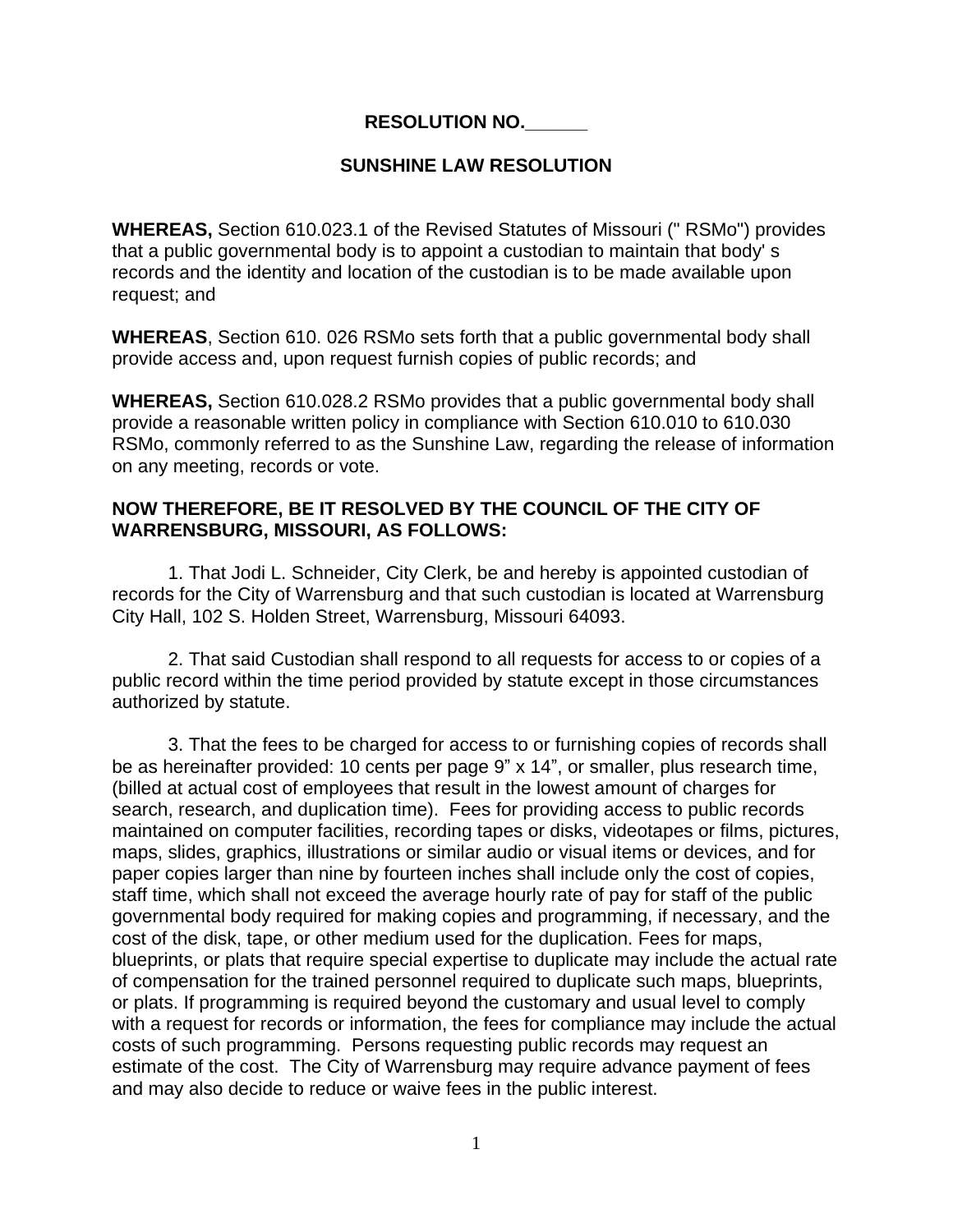**RESOLUTION NO.______**

**SUNSHINE LAW RESOLUTION**

**WHEREAS,** Section 610.023.1 of the Revised Statutes of Missouri (" RSMo") provides that a public governmental body is to appoint a custodian to maintain that body' s records and the identity and location of the custodian is to be made available upon request; and

**WHEREAS**, Section 610. 026 RSMo sets forth that a public governmental body shall provide access and, upon request furnish copies of public records; and

**WHEREAS,** Section 610.028.2 RSMo provides that a public governmental body shall provide a reasonable written policy in compliance with Section 610.010 to 610.030 RSMo, commonly referred to as the Sunshine Law, regarding the release of information on any meeting, records or vote.

**NOW THEREFORE, BE IT RESOLVED BY THE COUNCIL OF THE CITY OF WARRENSBURG, MISSOURI, AS FOLLOWS:**

1. That Jodi L. Schneider, City Clerk, be and hereby is appointed custodian of records for the City of Warrensburg and that such custodian is located at Warrensburg City Hall, 102 S. Holden Street, Warrensburg, Missouri 64093.

2. That said Custodian shall respond to all requests for access to or copies of a public record within the time period provided by statute except in those circumstances authorized by statute.

3. That the fees to be charged for access to or furnishing copies of records shall be as hereinafter provided: 10 cents per page 9" x 14", or smaller, plus research time, (billed at actual cost of employees that result in the lowest amount of charges for search, research, and duplication time). Fees for providing access to public records maintained on computer facilities, recording tapes or disks, videotapes or films, pictures, maps, slides, graphics, illustrations or similar audio or visual items or devices, and for paper copies larger than nine by fourteen inches shall include only the cost of copies, staff time, which shall not exceed the average hourly rate of pay for staff of the public governmental body required for making copies and programming, if necessary, and the cost of the disk, tape, or other medium used for the duplication. Fees for maps, blueprints, or plats that require special expertise to duplicate may include the actual rate of compensation for the trained personnel required to duplicate such maps, blueprints, or plats. If programming is required beyond the customary and usual level to comply with a request for records or information, the fees for compliance may include the actual costs of such programming. Persons requesting public records may request an estimate of the cost. The City of Warrensburg may require advance payment of fees and may also decide to reduce or waive fees in the public interest.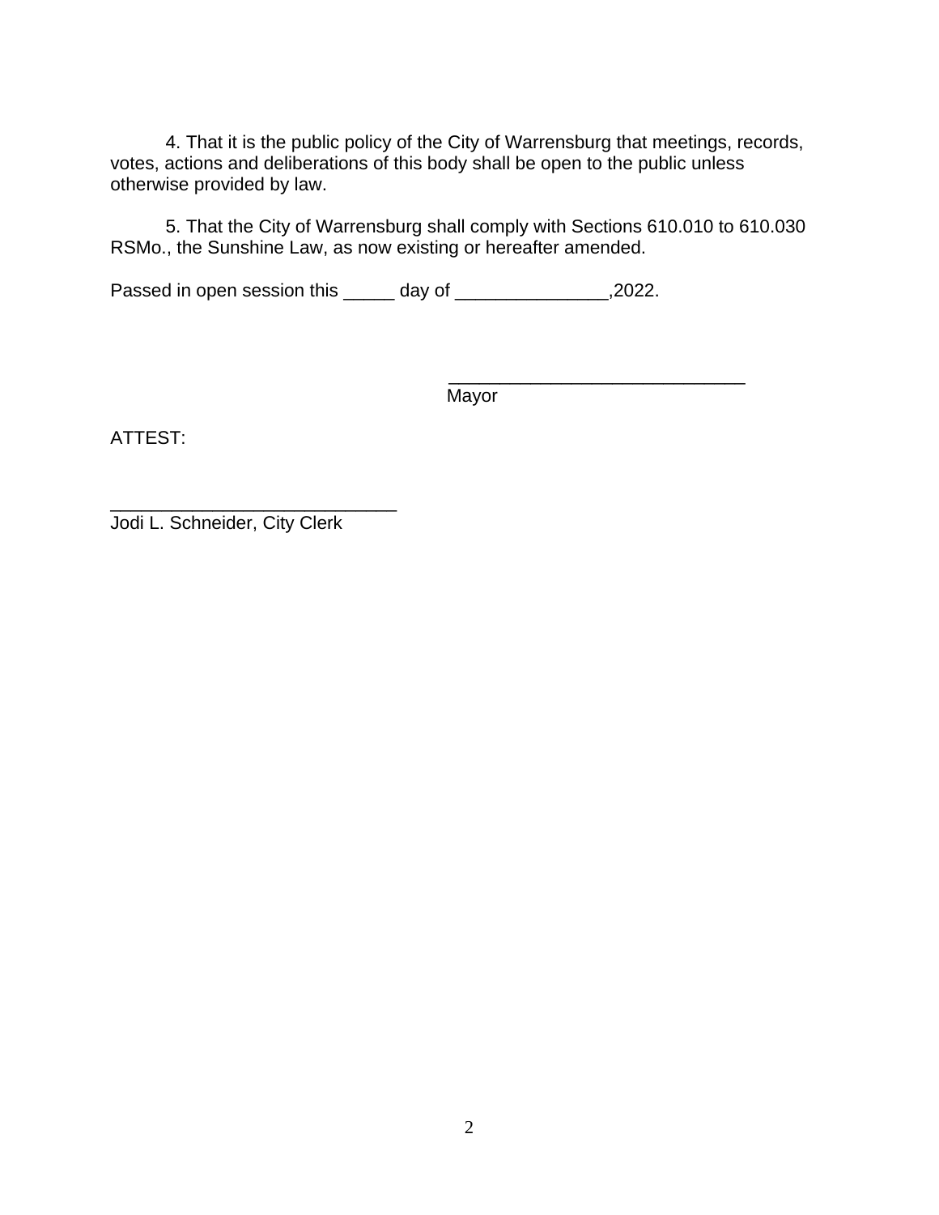4. That it is the public policy of the City of Warrensburg that meetings, records, votes, actions and deliberations of this body shall be open to the public unless otherwise provided by law.

5. That the City of Warrensburg shall comply with Sections 610.010 to 610.030 RSMo., the Sunshine Law, as now existing or hereafter amended.

Passed in open session this _____ day of _______________,2022.

______________________________
Mayor

ATTEST:

_____________________________
Jodi L. Schneider, City Clerk